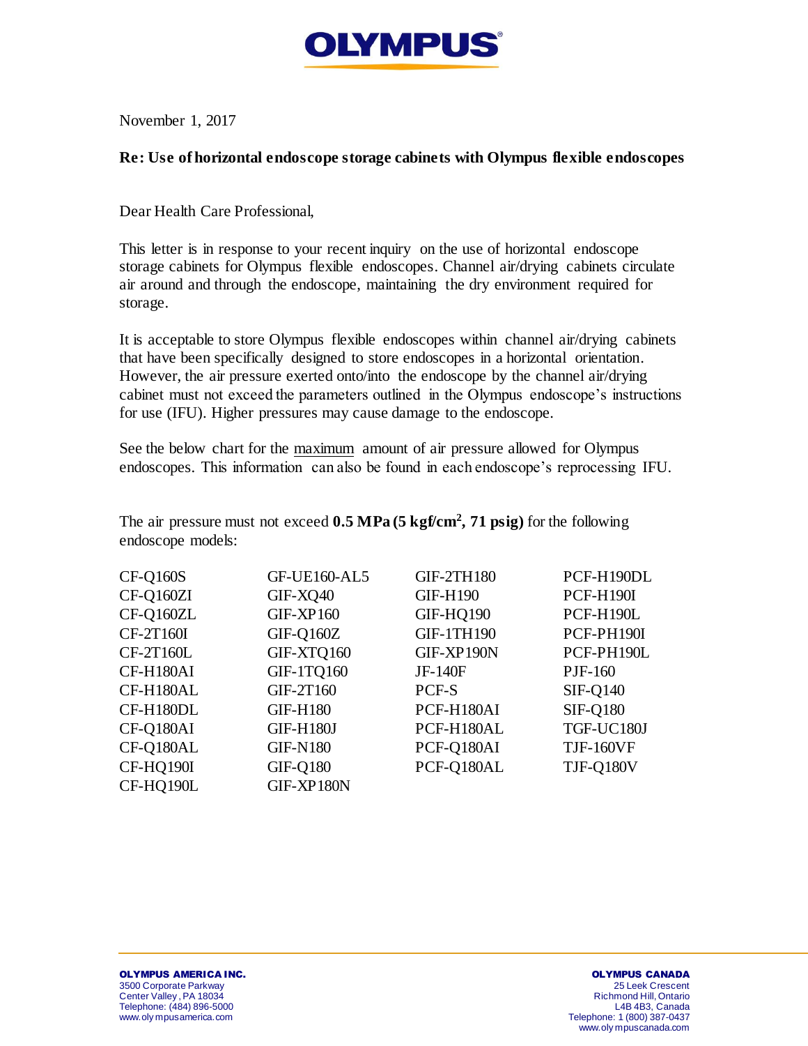OLYMPUS

November 1, 2017

**Re: Use of horizontal endoscope storage cabinets with Olympus flexible endoscopes**

Dear Health Care Professional,

This letter is in response to your recent inquiry on the use of horizontal endoscope storage cabinets for Olympus flexible endoscopes. Channel air/drying cabinets circulate air around and through the endoscope, maintaining the dry environment required for storage.

It is acceptable to store Olympus flexible endoscopes within channel air/drying cabinets that have been specifically designed to store endoscopes in a horizontal orientation. However, the air pressure exerted onto/into the endoscope by the channel air/drying cabinet must not exceed the parameters outlined in the Olympus endoscope's instructions for use (IFU). Higher pressures may cause damage to the endoscope.

See the below chart for the maximum amount of air pressure allowed for Olympus endoscopes. This information can also be found in each endoscope's reprocessing IFU.

The air pressure must not exceed **0.5 MPa (5 kgf/cm$^2$, 71 psig)** for the following endoscope models:

| | | | |
|---|---|---|---|
| CF-Q160S | GF-UE160-AL5 | GIF-2TH180 | PCF-H190DL |
| CF-Q160ZI | GIF-XQ40 | GIF-H190 | PCF-H190I |
| CF-Q160ZL | GIF-XP160 | GIF-HQ190 | PCF-H190L |
| CF-2T160I | GIF-Q160Z | GIF-1TH190 | PCF-PH190I |
| CF-2T160L | GIF-XTQ160 | GIF-XP190N | PCF-PH190L |
| CF-H180AI | GIF-1TQ160 | JF-140F | PJF-160 |
| CF-H180AL | GIF-2T160 | PCF-S | SIF-Q140 |
| CF-H180DL | GIF-H180 | PCF-H180AI | SIF-Q180 |
| CF-Q180AI | GIF-H180J | PCF-H180AL | TGF-UC180J |
| CF-Q180AL | GIF-N180 | PCF-Q180AI | TJF-160VF |
| CF-HQ190I | GIF-Q180 | PCF-Q180AL | TJF-Q180V |
| CF-HQ190L | GIF-XP180N | | |

**OLYMPUS AMERICA INC.**
3500 Corporate Parkway
Center Valley, PA 18034
Telephone: (484) 896-5000
www.olympusamerica.com

**OLYMPUS CANADA**
25 Leek Crescent
Richmond Hill, Ontario
L4B 4B3, Canada
Telephone: 1 (800) 387-0437
www.olympuscanada.com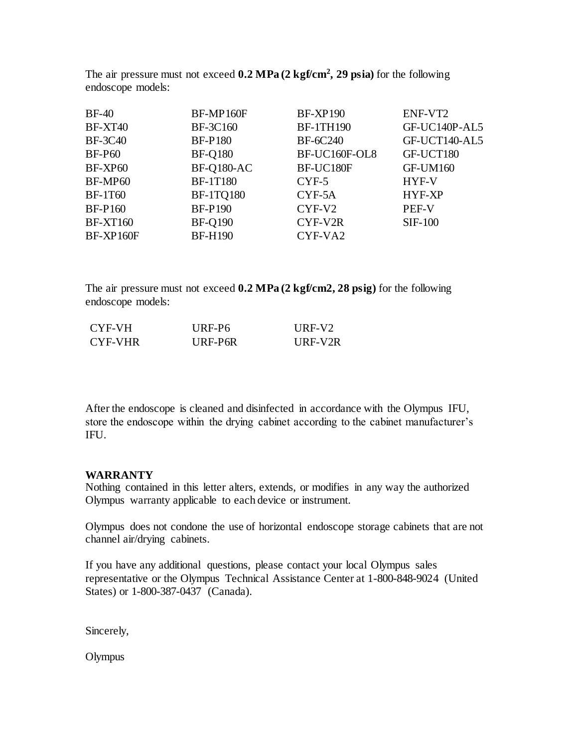The air pressure must not exceed **0.2 MPa (2 kgf/cm$^2$, 29 psia)** for the following endoscope models:

| | | | |
|---|---|---|---|
| BF-40 | BF-MP160F | BF-XP190 | ENF-VT2 |
| BF-XT40 | BF-3C160 | BF-1TH190 | GF-UC140P-AL5 |
| BF-3C40 | BF-P180 | BF-6C240 | GF-UCT140-AL5 |
| BF-P60 | BF-Q180 | BF-UC160F-OL8 | GF-UCT180 |
| BF-XP60 | BF-Q180-AC | BF-UC180F | GF-UM160 |
| BF-MP60 | BF-1T180 | CYF-5 | HYF-V |
| BF-1T60 | BF-1TQ180 | CYF-5A | HYF-XP |
| BF-P160 | BF-P190 | CYF-V2 | PEF-V |
| BF-XT160 | BF-Q190 | CYF-V2R | SIF-100 |
| BF-XP160F | BF-H190 | CYF-VA2 | |

The air pressure must not exceed **0.2 MPa (2 kgf/cm2, 28 psig)** for the following endoscope models:

| | | |
|---|---|---|
| CYF-VH | URF-P6 | URF-V2 |
| CYF-VHR | URF-P6R | URF-V2R |

After the endoscope is cleaned and disinfected in accordance with the Olympus IFU, store the endoscope within the drying cabinet according to the cabinet manufacturer's IFU.

**WARRANTY**

Nothing contained in this letter alters, extends, or modifies in any way the authorized Olympus warranty applicable to each device or instrument.

Olympus does not condone the use of horizontal endoscope storage cabinets that are not channel air/drying cabinets.

If you have any additional questions, please contact your local Olympus sales representative or the Olympus Technical Assistance Center at 1-800-848-9024 (United States) or 1-800-387-0437 (Canada).

Sincerely,

Olympus